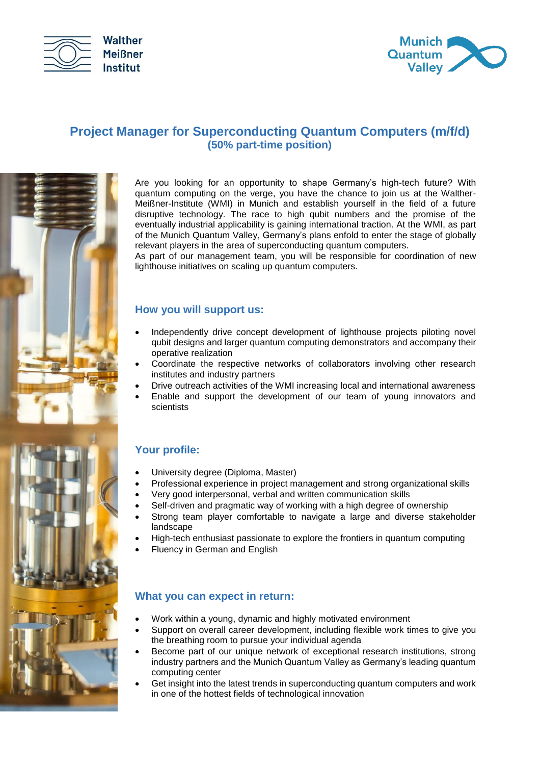Walther Meißner Institut

Munich Quantum Valley

# Project Manager for Superconducting Quantum Computers (m/f/d)

**(50% part-time position)**

Are you looking for an opportunity to shape Germany's high-tech future? With quantum computing on the verge, you have the chance to join us at the Walther-Meißner-Institute (WMI) in Munich and establish yourself in the field of a future disruptive technology. The race to high qubit numbers and the promise of the eventually industrial applicability is gaining international traction. At the WMI, as part of the Munich Quantum Valley, Germany's plans enfold to enter the stage of globally relevant players in the area of superconducting quantum computers.
As part of our management team, you will be responsible for coordination of new lighthouse initiatives on scaling up quantum computers.

## How you will support us:

- Independently drive concept development of lighthouse projects piloting novel qubit designs and larger quantum computing demonstrators and accompany their operative realization
- Coordinate the respective networks of collaborators involving other research institutes and industry partners
- Drive outreach activities of the WMI increasing local and international awareness
- Enable and support the development of our team of young innovators and scientists

## Your profile:

- University degree (Diploma, Master)
- Professional experience in project management and strong organizational skills
- Very good interpersonal, verbal and written communication skills
- Self-driven and pragmatic way of working with a high degree of ownership
- Strong team player comfortable to navigate a large and diverse stakeholder landscape
- High-tech enthusiast passionate to explore the frontiers in quantum computing
- Fluency in German and English

## What you can expect in return:

- Work within a young, dynamic and highly motivated environment
- Support on overall career development, including flexible work times to give you the breathing room to pursue your individual agenda
- Become part of our unique network of exceptional research institutions, strong industry partners and the Munich Quantum Valley as Germany's leading quantum computing center
- Get insight into the latest trends in superconducting quantum computers and work in one of the hottest fields of technological innovation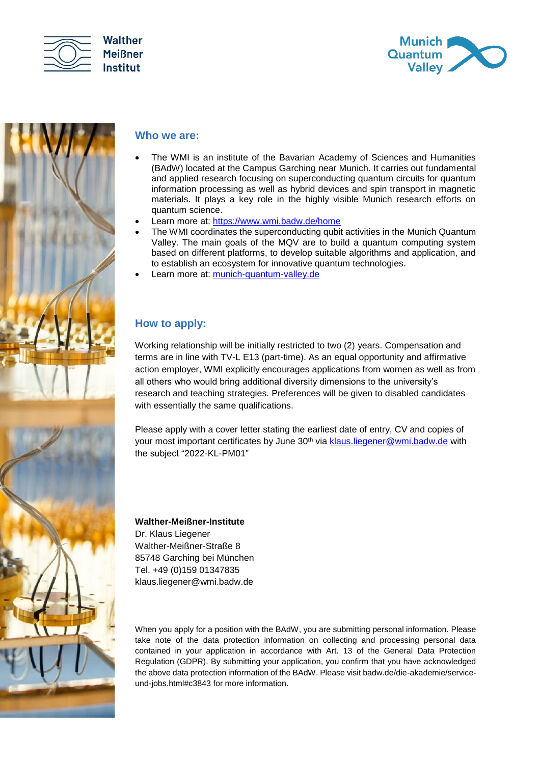## Who we are:

- The WMI is an institute of the Bavarian Academy of Sciences and Humanities (BAdW) located at the Campus Garching near Munich. It carries out fundamental and applied research focusing on superconducting quantum circuits for quantum information processing as well as hybrid devices and spin transport in magnetic materials. It plays a key role in the highly visible Munich research efforts on quantum science.
- Learn more at: https://www.wmi.badw.de/home
- The WMI coordinates the superconducting qubit activities in the Munich Quantum Valley. The main goals of the MQV are to build a quantum computing system based on different platforms, to develop suitable algorithms and application, and to establish an ecosystem for innovative quantum technologies.
- Learn more at: munich-quantum-valley.de

## How to apply:

Working relationship will be initially restricted to two (2) years. Compensation and terms are in line with TV-L E13 (part-time). As an equal opportunity and affirmative action employer, WMI explicitly encourages applications from women as well as from all others who would bring additional diversity dimensions to the university's research and teaching strategies. Preferences will be given to disabled candidates with essentially the same qualifications.

Please apply with a cover letter stating the earliest date of entry, CV and copies of your most important certificates by June 30th via klaus.liegener@wmi.badw.de with the subject "2022-KL-PM01"

**Walther-Meißner-Institute**
Dr. Klaus Liegener
Walther-Meißner-Straße 8
85748 Garching bei München
Tel. +49 (0)159 01347835
klaus.liegener@wmi.badw.de

When you apply for a position with the BAdW, you are submitting personal information. Please take note of the data protection information on collecting and processing personal data contained in your application in accordance with Art. 13 of the General Data Protection Regulation (GDPR). By submitting your application, you confirm that you have acknowledged the above data protection information of the BAdW. Please visit badw.de/die-akademie/service-und-jobs.html#c3843 for more information.